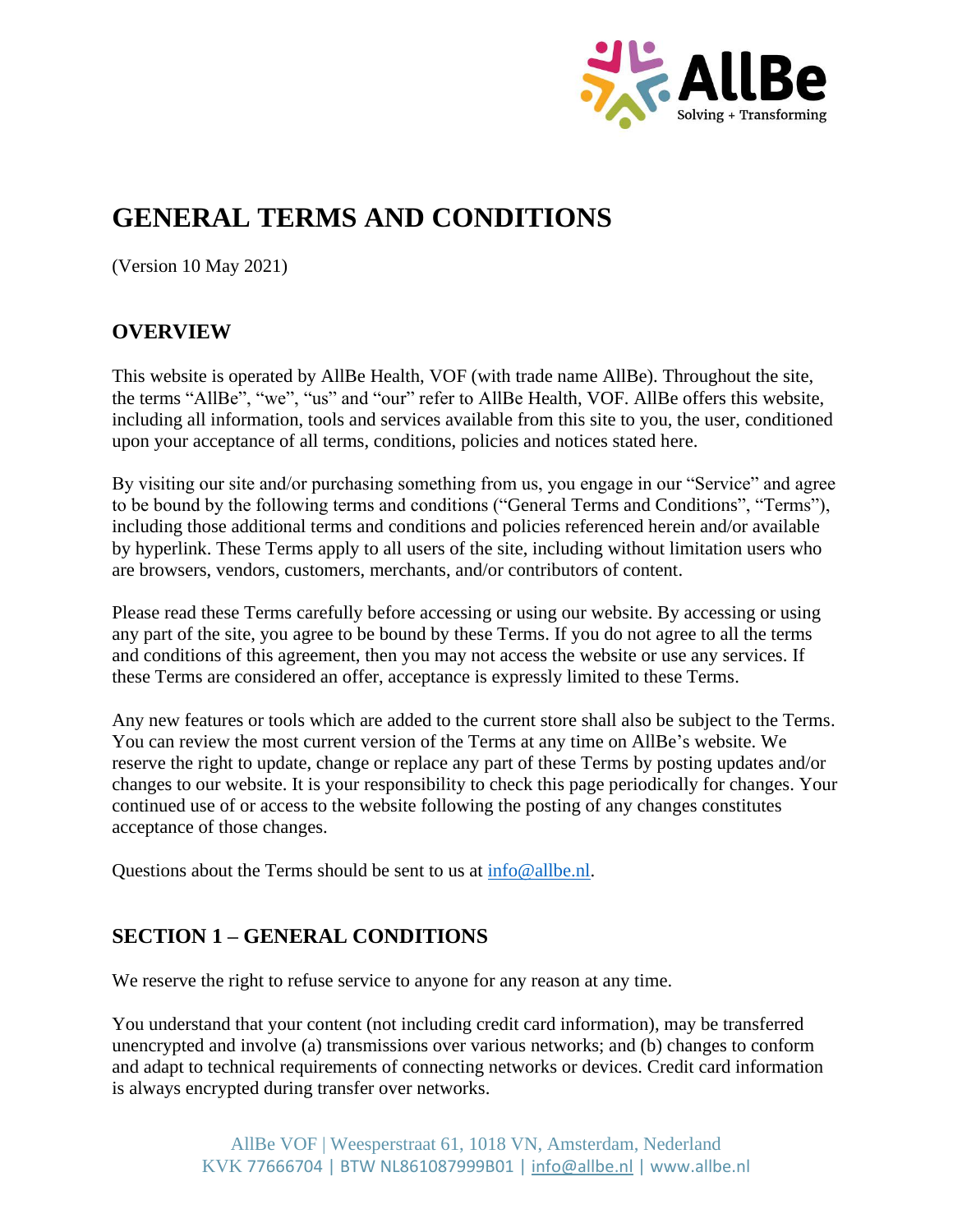# GENERAL TERMS AND CONDITIONS

(Version 10 May 2021)

## OVERVIEW

This website is operated by AllBe Health, VOF (with trade name AllBe). Throughout the site, the terms "AllBe", "we", "us" and "our" refer to AllBe Health, VOF. AllBe offers this website, including all information, tools and services available from this site to you, the user, conditioned upon your acceptance of all terms, conditions, policies and notices stated here.

By visiting our site and/or purchasing something from us, you engage in our "Service" and agree to be bound by the following terms and conditions ("General Terms and Conditions", "Terms"), including those additional terms and conditions and policies referenced herein and/or available by hyperlink. These Terms apply to all users of the site, including without limitation users who are browsers, vendors, customers, merchants, and/or contributors of content.

Please read these Terms carefully before accessing or using our website. By accessing or using any part of the site, you agree to be bound by these Terms. If you do not agree to all the terms and conditions of this agreement, then you may not access the website or use any services. If these Terms are considered an offer, acceptance is expressly limited to these Terms.

Any new features or tools which are added to the current store shall also be subject to the Terms. You can review the most current version of the Terms at any time on AllBe's website. We reserve the right to update, change or replace any part of these Terms by posting updates and/or changes to our website. It is your responsibility to check this page periodically for changes. Your continued use of or access to the website following the posting of any changes constitutes acceptance of those changes.

Questions about the Terms should be sent to us at info@allbe.nl.

## SECTION 1 – GENERAL CONDITIONS

We reserve the right to refuse service to anyone for any reason at any time.

You understand that your content (not including credit card information), may be transferred unencrypted and involve (a) transmissions over various networks; and (b) changes to conform and adapt to technical requirements of connecting networks or devices. Credit card information is always encrypted during transfer over networks.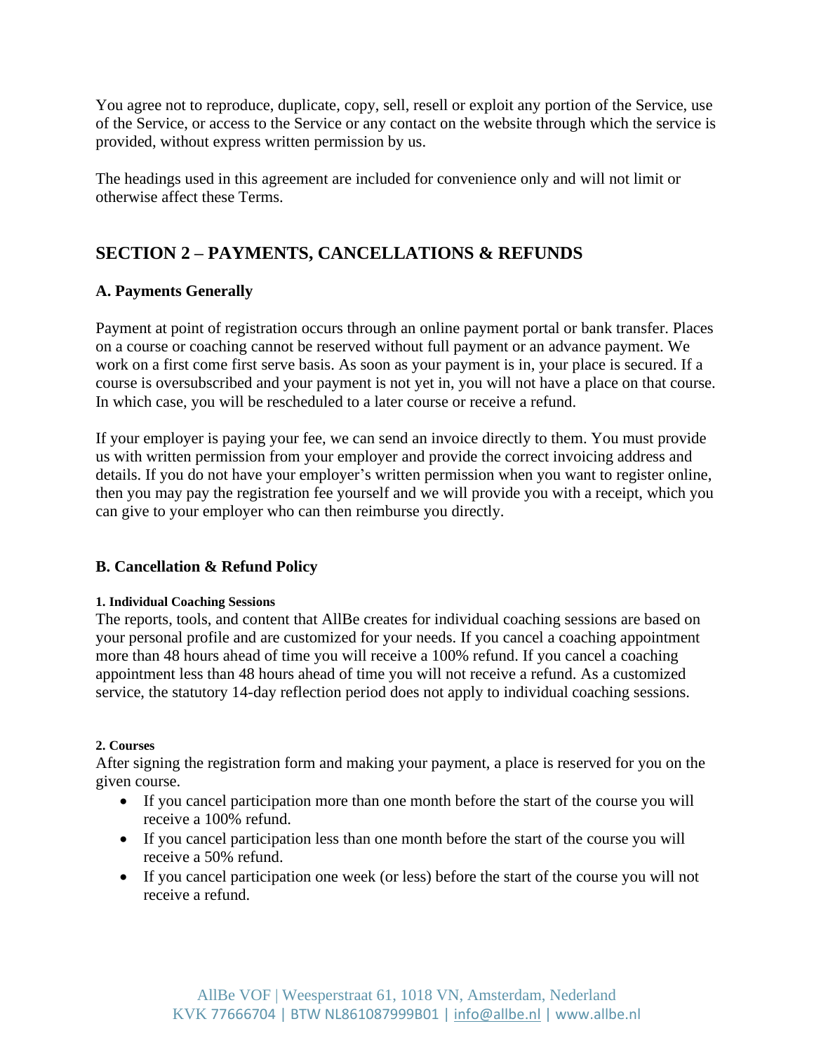You agree not to reproduce, duplicate, copy, sell, resell or exploit any portion of the Service, use of the Service, or access to the Service or any contact on the website through which the service is provided, without express written permission by us.

The headings used in this agreement are included for convenience only and will not limit or otherwise affect these Terms.

## SECTION 2 – PAYMENTS, CANCELLATIONS & REFUNDS

### A. Payments Generally

Payment at point of registration occurs through an online payment portal or bank transfer. Places on a course or coaching cannot be reserved without full payment or an advance payment. We work on a first come first serve basis. As soon as your payment is in, your place is secured. If a course is oversubscribed and your payment is not yet in, you will not have a place on that course. In which case, you will be rescheduled to a later course or receive a refund.

If your employer is paying your fee, we can send an invoice directly to them. You must provide us with written permission from your employer and provide the correct invoicing address and details. If you do not have your employer's written permission when you want to register online, then you may pay the registration fee yourself and we will provide you with a receipt, which you can give to your employer who can then reimburse you directly.

### B. Cancellation & Refund Policy

#### 1. Individual Coaching Sessions

The reports, tools, and content that AllBe creates for individual coaching sessions are based on your personal profile and are customized for your needs. If you cancel a coaching appointment more than 48 hours ahead of time you will receive a 100% refund. If you cancel a coaching appointment less than 48 hours ahead of time you will not receive a refund. As a customized service, the statutory 14-day reflection period does not apply to individual coaching sessions.

#### 2. Courses

After signing the registration form and making your payment, a place is reserved for you on the given course.

- If you cancel participation more than one month before the start of the course you will receive a 100% refund.
- If you cancel participation less than one month before the start of the course you will receive a 50% refund.
- If you cancel participation one week (or less) before the start of the course you will not receive a refund.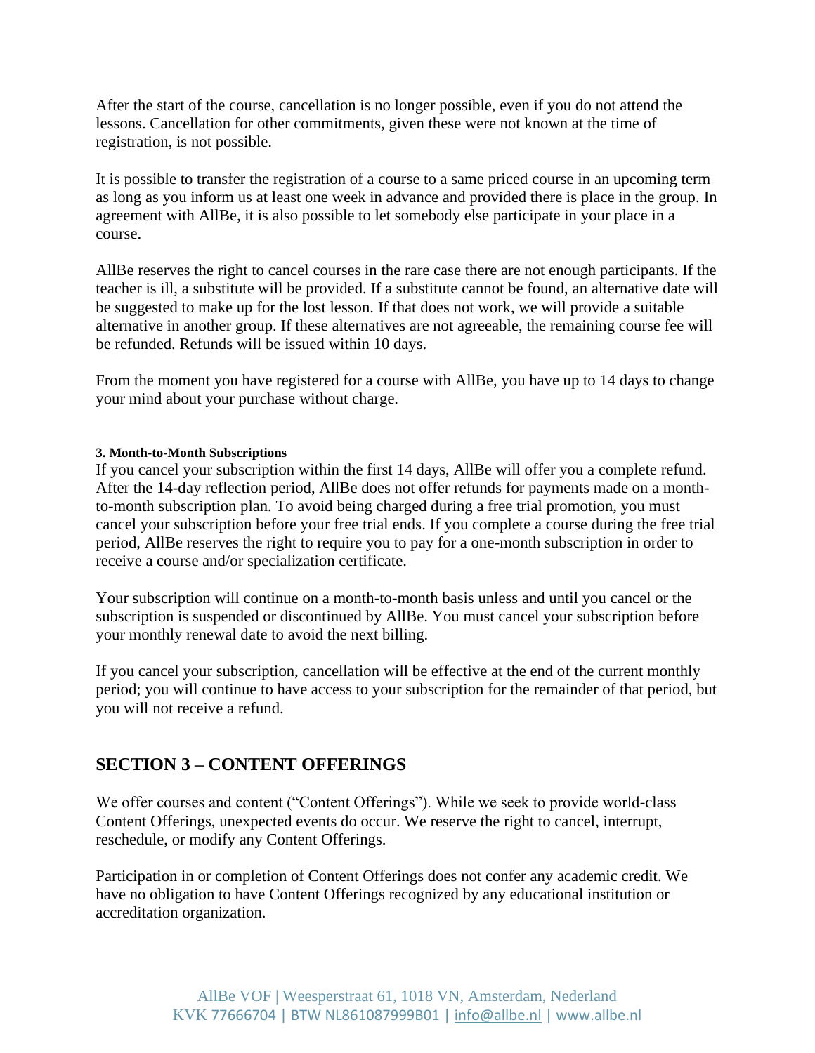After the start of the course, cancellation is no longer possible, even if you do not attend the lessons. Cancellation for other commitments, given these were not known at the time of registration, is not possible.

It is possible to transfer the registration of a course to a same priced course in an upcoming term as long as you inform us at least one week in advance and provided there is place in the group. In agreement with AllBe, it is also possible to let somebody else participate in your place in a course.

AllBe reserves the right to cancel courses in the rare case there are not enough participants. If the teacher is ill, a substitute will be provided. If a substitute cannot be found, an alternative date will be suggested to make up for the lost lesson. If that does not work, we will provide a suitable alternative in another group. If these alternatives are not agreeable, the remaining course fee will be refunded. Refunds will be issued within 10 days.

From the moment you have registered for a course with AllBe, you have up to 14 days to change your mind about your purchase without charge.

#### 3. Month-to-Month Subscriptions

If you cancel your subscription within the first 14 days, AllBe will offer you a complete refund. After the 14-day reflection period, AllBe does not offer refunds for payments made on a month-to-month subscription plan. To avoid being charged during a free trial promotion, you must cancel your subscription before your free trial ends. If you complete a course during the free trial period, AllBe reserves the right to require you to pay for a one-month subscription in order to receive a course and/or specialization certificate.

Your subscription will continue on a month-to-month basis unless and until you cancel or the subscription is suspended or discontinued by AllBe. You must cancel your subscription before your monthly renewal date to avoid the next billing.

If you cancel your subscription, cancellation will be effective at the end of the current monthly period; you will continue to have access to your subscription for the remainder of that period, but you will not receive a refund.

## SECTION 3 – CONTENT OFFERINGS

We offer courses and content ("Content Offerings"). While we seek to provide world-class Content Offerings, unexpected events do occur. We reserve the right to cancel, interrupt, reschedule, or modify any Content Offerings.

Participation in or completion of Content Offerings does not confer any academic credit. We have no obligation to have Content Offerings recognized by any educational institution or accreditation organization.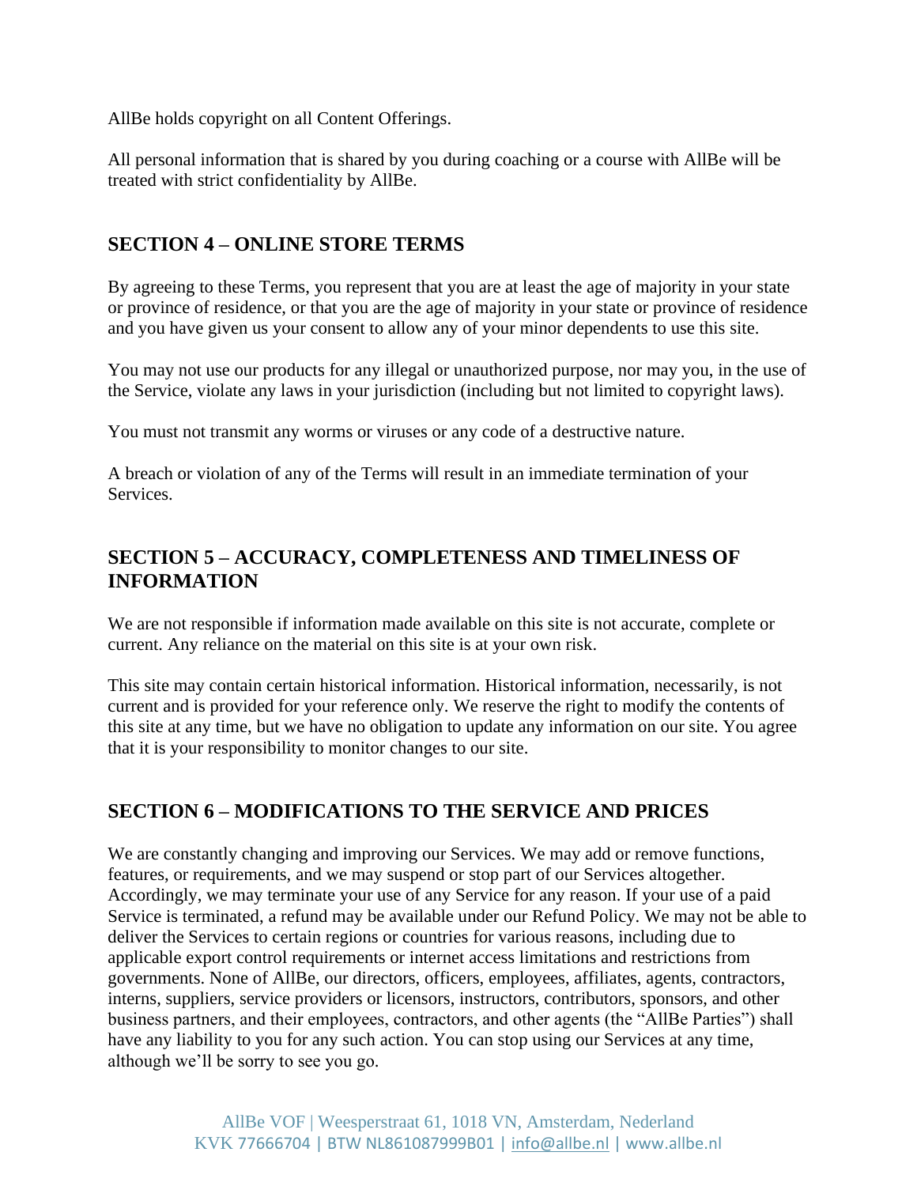AllBe holds copyright on all Content Offerings.

All personal information that is shared by you during coaching or a course with AllBe will be treated with strict confidentiality by AllBe.

## SECTION 4 – ONLINE STORE TERMS

By agreeing to these Terms, you represent that you are at least the age of majority in your state or province of residence, or that you are the age of majority in your state or province of residence and you have given us your consent to allow any of your minor dependents to use this site.

You may not use our products for any illegal or unauthorized purpose, nor may you, in the use of the Service, violate any laws in your jurisdiction (including but not limited to copyright laws).

You must not transmit any worms or viruses or any code of a destructive nature.

A breach or violation of any of the Terms will result in an immediate termination of your Services.

## SECTION 5 – ACCURACY, COMPLETENESS AND TIMELINESS OF INFORMATION

We are not responsible if information made available on this site is not accurate, complete or current. Any reliance on the material on this site is at your own risk.

This site may contain certain historical information. Historical information, necessarily, is not current and is provided for your reference only. We reserve the right to modify the contents of this site at any time, but we have no obligation to update any information on our site. You agree that it is your responsibility to monitor changes to our site.

## SECTION 6 – MODIFICATIONS TO THE SERVICE AND PRICES

We are constantly changing and improving our Services. We may add or remove functions, features, or requirements, and we may suspend or stop part of our Services altogether. Accordingly, we may terminate your use of any Service for any reason. If your use of a paid Service is terminated, a refund may be available under our Refund Policy. We may not be able to deliver the Services to certain regions or countries for various reasons, including due to applicable export control requirements or internet access limitations and restrictions from governments. None of AllBe, our directors, officers, employees, affiliates, agents, contractors, interns, suppliers, service providers or licensors, instructors, contributors, sponsors, and other business partners, and their employees, contractors, and other agents (the "AllBe Parties") shall have any liability to you for any such action. You can stop using our Services at any time, although we'll be sorry to see you go.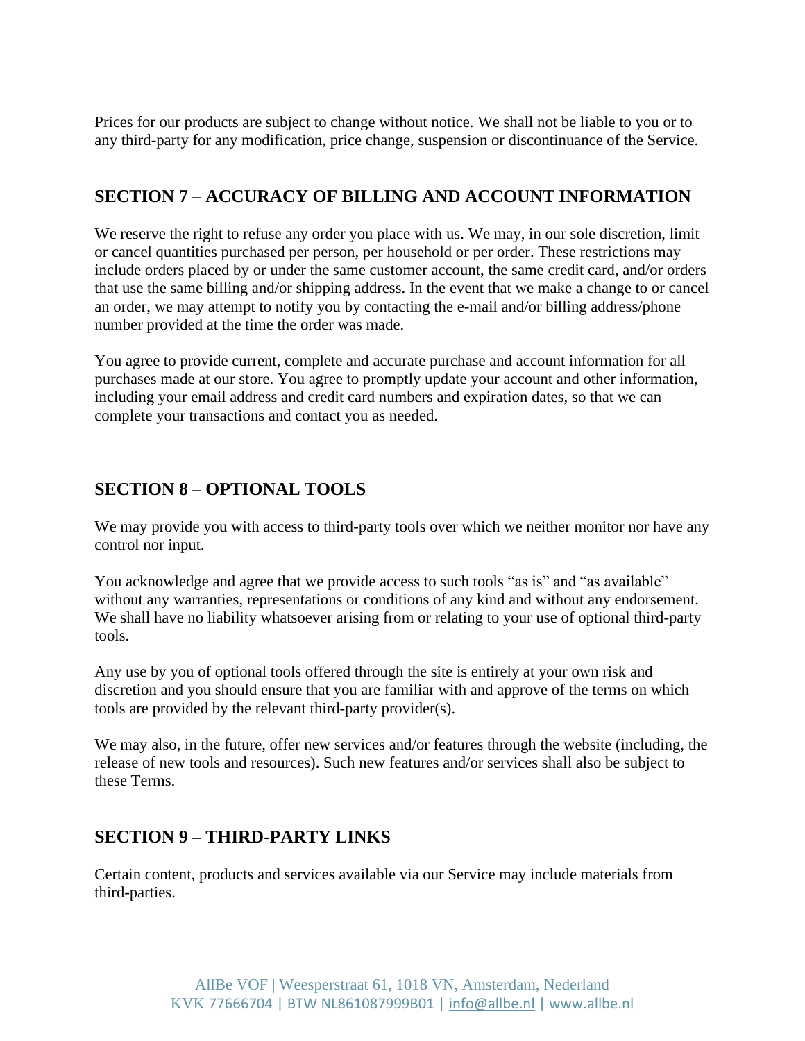Prices for our products are subject to change without notice. We shall not be liable to you or to any third-party for any modification, price change, suspension or discontinuance of the Service.

## SECTION 7 – ACCURACY OF BILLING AND ACCOUNT INFORMATION

We reserve the right to refuse any order you place with us. We may, in our sole discretion, limit or cancel quantities purchased per person, per household or per order. These restrictions may include orders placed by or under the same customer account, the same credit card, and/or orders that use the same billing and/or shipping address. In the event that we make a change to or cancel an order, we may attempt to notify you by contacting the e-mail and/or billing address/phone number provided at the time the order was made.

You agree to provide current, complete and accurate purchase and account information for all purchases made at our store. You agree to promptly update your account and other information, including your email address and credit card numbers and expiration dates, so that we can complete your transactions and contact you as needed.

## SECTION 8 – OPTIONAL TOOLS

We may provide you with access to third-party tools over which we neither monitor nor have any control nor input.

You acknowledge and agree that we provide access to such tools "as is" and "as available" without any warranties, representations or conditions of any kind and without any endorsement. We shall have no liability whatsoever arising from or relating to your use of optional third-party tools.

Any use by you of optional tools offered through the site is entirely at your own risk and discretion and you should ensure that you are familiar with and approve of the terms on which tools are provided by the relevant third-party provider(s).

We may also, in the future, offer new services and/or features through the website (including, the release of new tools and resources). Such new features and/or services shall also be subject to these Terms.

## SECTION 9 – THIRD-PARTY LINKS

Certain content, products and services available via our Service may include materials from third-parties.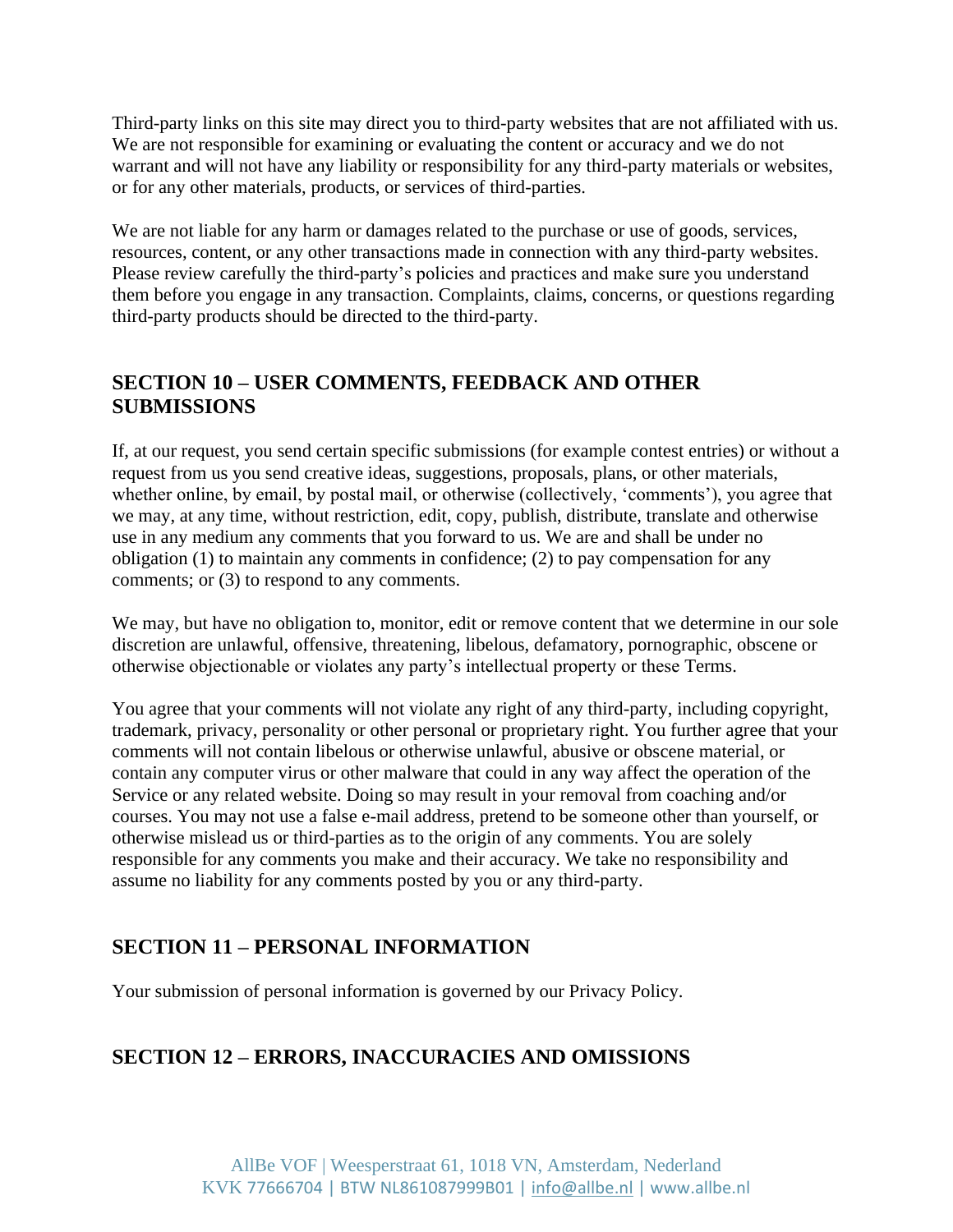Third-party links on this site may direct you to third-party websites that are not affiliated with us. We are not responsible for examining or evaluating the content or accuracy and we do not warrant and will not have any liability or responsibility for any third-party materials or websites, or for any other materials, products, or services of third-parties.

We are not liable for any harm or damages related to the purchase or use of goods, services, resources, content, or any other transactions made in connection with any third-party websites. Please review carefully the third-party's policies and practices and make sure you understand them before you engage in any transaction. Complaints, claims, concerns, or questions regarding third-party products should be directed to the third-party.

## SECTION 10 – USER COMMENTS, FEEDBACK AND OTHER SUBMISSIONS

If, at our request, you send certain specific submissions (for example contest entries) or without a request from us you send creative ideas, suggestions, proposals, plans, or other materials, whether online, by email, by postal mail, or otherwise (collectively, 'comments'), you agree that we may, at any time, without restriction, edit, copy, publish, distribute, translate and otherwise use in any medium any comments that you forward to us. We are and shall be under no obligation (1) to maintain any comments in confidence; (2) to pay compensation for any comments; or (3) to respond to any comments.

We may, but have no obligation to, monitor, edit or remove content that we determine in our sole discretion are unlawful, offensive, threatening, libelous, defamatory, pornographic, obscene or otherwise objectionable or violates any party's intellectual property or these Terms.

You agree that your comments will not violate any right of any third-party, including copyright, trademark, privacy, personality or other personal or proprietary right. You further agree that your comments will not contain libelous or otherwise unlawful, abusive or obscene material, or contain any computer virus or other malware that could in any way affect the operation of the Service or any related website. Doing so may result in your removal from coaching and/or courses. You may not use a false e-mail address, pretend to be someone other than yourself, or otherwise mislead us or third-parties as to the origin of any comments. You are solely responsible for any comments you make and their accuracy. We take no responsibility and assume no liability for any comments posted by you or any third-party.

## SECTION 11 – PERSONAL INFORMATION

Your submission of personal information is governed by our Privacy Policy.

## SECTION 12 – ERRORS, INACCURACIES AND OMISSIONS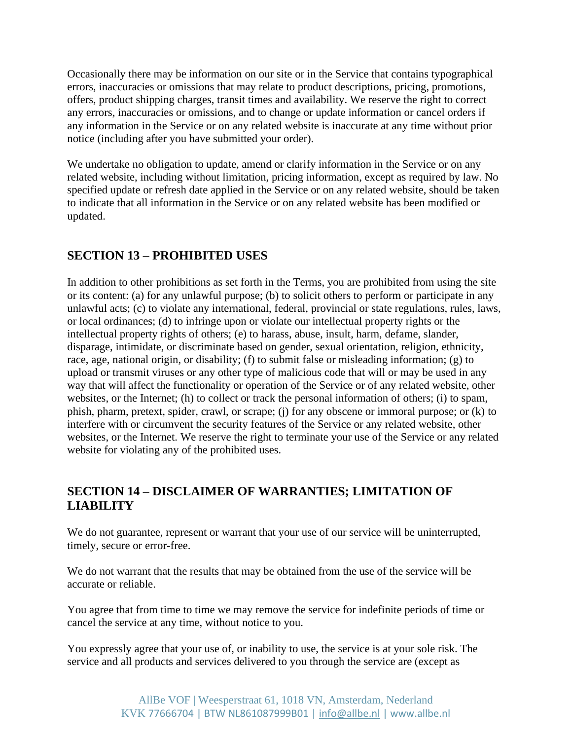Occasionally there may be information on our site or in the Service that contains typographical errors, inaccuracies or omissions that may relate to product descriptions, pricing, promotions, offers, product shipping charges, transit times and availability. We reserve the right to correct any errors, inaccuracies or omissions, and to change or update information or cancel orders if any information in the Service or on any related website is inaccurate at any time without prior notice (including after you have submitted your order).

We undertake no obligation to update, amend or clarify information in the Service or on any related website, including without limitation, pricing information, except as required by law. No specified update or refresh date applied in the Service or on any related website, should be taken to indicate that all information in the Service or on any related website has been modified or updated.

## SECTION 13 – PROHIBITED USES

In addition to other prohibitions as set forth in the Terms, you are prohibited from using the site or its content: (a) for any unlawful purpose; (b) to solicit others to perform or participate in any unlawful acts; (c) to violate any international, federal, provincial or state regulations, rules, laws, or local ordinances; (d) to infringe upon or violate our intellectual property rights or the intellectual property rights of others; (e) to harass, abuse, insult, harm, defame, slander, disparage, intimidate, or discriminate based on gender, sexual orientation, religion, ethnicity, race, age, national origin, or disability; (f) to submit false or misleading information; (g) to upload or transmit viruses or any other type of malicious code that will or may be used in any way that will affect the functionality or operation of the Service or of any related website, other websites, or the Internet; (h) to collect or track the personal information of others; (i) to spam, phish, pharm, pretext, spider, crawl, or scrape; (j) for any obscene or immoral purpose; or (k) to interfere with or circumvent the security features of the Service or any related website, other websites, or the Internet. We reserve the right to terminate your use of the Service or any related website for violating any of the prohibited uses.

## SECTION 14 – DISCLAIMER OF WARRANTIES; LIMITATION OF LIABILITY

We do not guarantee, represent or warrant that your use of our service will be uninterrupted, timely, secure or error-free.

We do not warrant that the results that may be obtained from the use of the service will be accurate or reliable.

You agree that from time to time we may remove the service for indefinite periods of time or cancel the service at any time, without notice to you.

You expressly agree that your use of, or inability to use, the service is at your sole risk. The service and all products and services delivered to you through the service are (except as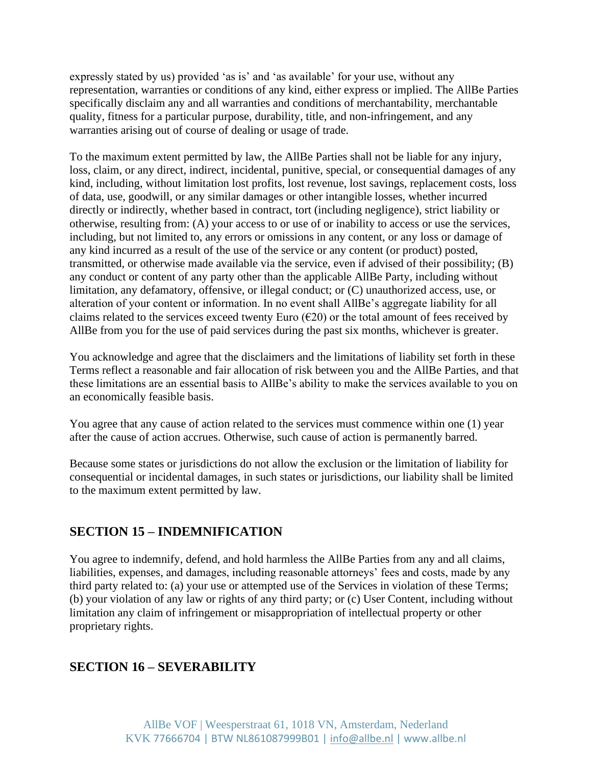expressly stated by us) provided 'as is' and 'as available' for your use, without any representation, warranties or conditions of any kind, either express or implied. The AllBe Parties specifically disclaim any and all warranties and conditions of merchantability, merchantable quality, fitness for a particular purpose, durability, title, and non-infringement, and any warranties arising out of course of dealing or usage of trade.

To the maximum extent permitted by law, the AllBe Parties shall not be liable for any injury, loss, claim, or any direct, indirect, incidental, punitive, special, or consequential damages of any kind, including, without limitation lost profits, lost revenue, lost savings, replacement costs, loss of data, use, goodwill, or any similar damages or other intangible losses, whether incurred directly or indirectly, whether based in contract, tort (including negligence), strict liability or otherwise, resulting from: (A) your access to or use of or inability to access or use the services, including, but not limited to, any errors or omissions in any content, or any loss or damage of any kind incurred as a result of the use of the service or any content (or product) posted, transmitted, or otherwise made available via the service, even if advised of their possibility; (B) any conduct or content of any party other than the applicable AllBe Party, including without limitation, any defamatory, offensive, or illegal conduct; or (C) unauthorized access, use, or alteration of your content or information. In no event shall AllBe's aggregate liability for all claims related to the services exceed twenty Euro (€20) or the total amount of fees received by AllBe from you for the use of paid services during the past six months, whichever is greater.

You acknowledge and agree that the disclaimers and the limitations of liability set forth in these Terms reflect a reasonable and fair allocation of risk between you and the AllBe Parties, and that these limitations are an essential basis to AllBe's ability to make the services available to you on an economically feasible basis.

You agree that any cause of action related to the services must commence within one (1) year after the cause of action accrues. Otherwise, such cause of action is permanently barred.

Because some states or jurisdictions do not allow the exclusion or the limitation of liability for consequential or incidental damages, in such states or jurisdictions, our liability shall be limited to the maximum extent permitted by law.

## SECTION 15 – INDEMNIFICATION

You agree to indemnify, defend, and hold harmless the AllBe Parties from any and all claims, liabilities, expenses, and damages, including reasonable attorneys' fees and costs, made by any third party related to: (a) your use or attempted use of the Services in violation of these Terms; (b) your violation of any law or rights of any third party; or (c) User Content, including without limitation any claim of infringement or misappropriation of intellectual property or other proprietary rights.

## SECTION 16 – SEVERABILITY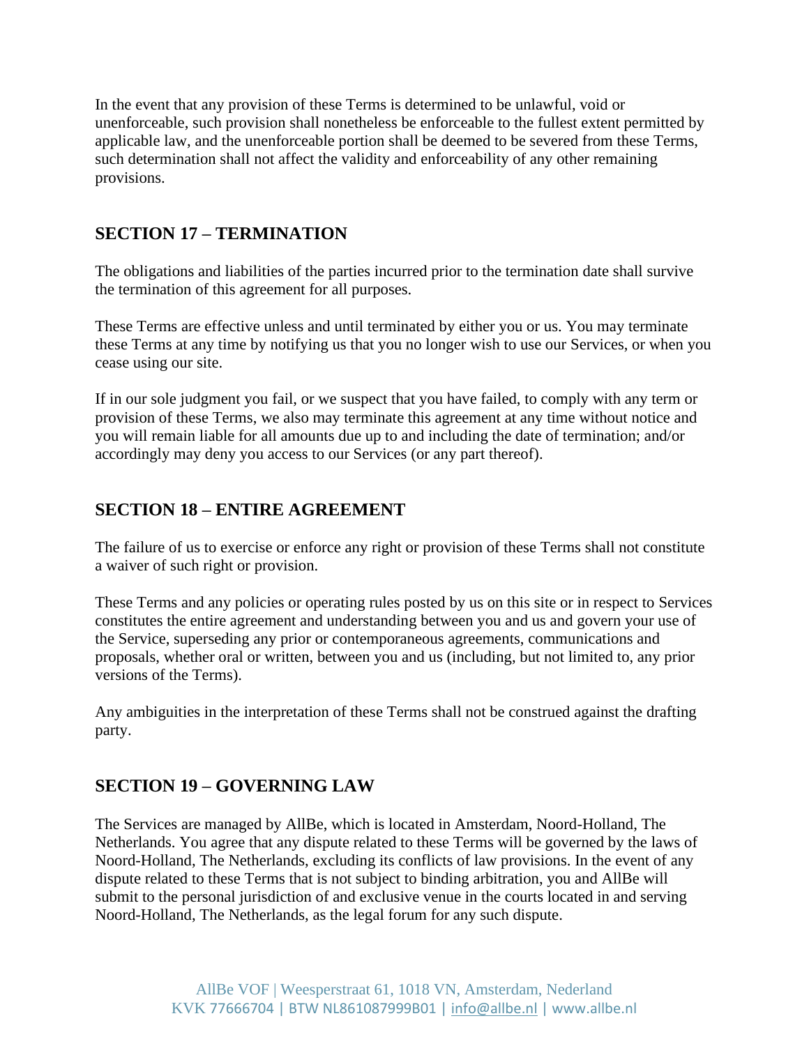In the event that any provision of these Terms is determined to be unlawful, void or unenforceable, such provision shall nonetheless be enforceable to the fullest extent permitted by applicable law, and the unenforceable portion shall be deemed to be severed from these Terms, such determination shall not affect the validity and enforceability of any other remaining provisions.

## SECTION 17 – TERMINATION

The obligations and liabilities of the parties incurred prior to the termination date shall survive the termination of this agreement for all purposes.

These Terms are effective unless and until terminated by either you or us. You may terminate these Terms at any time by notifying us that you no longer wish to use our Services, or when you cease using our site.

If in our sole judgment you fail, or we suspect that you have failed, to comply with any term or provision of these Terms, we also may terminate this agreement at any time without notice and you will remain liable for all amounts due up to and including the date of termination; and/or accordingly may deny you access to our Services (or any part thereof).

## SECTION 18 – ENTIRE AGREEMENT

The failure of us to exercise or enforce any right or provision of these Terms shall not constitute a waiver of such right or provision.

These Terms and any policies or operating rules posted by us on this site or in respect to Services constitutes the entire agreement and understanding between you and us and govern your use of the Service, superseding any prior or contemporaneous agreements, communications and proposals, whether oral or written, between you and us (including, but not limited to, any prior versions of the Terms).

Any ambiguities in the interpretation of these Terms shall not be construed against the drafting party.

## SECTION 19 – GOVERNING LAW

The Services are managed by AllBe, which is located in Amsterdam, Noord-Holland, The Netherlands. You agree that any dispute related to these Terms will be governed by the laws of Noord-Holland, The Netherlands, excluding its conflicts of law provisions. In the event of any dispute related to these Terms that is not subject to binding arbitration, you and AllBe will submit to the personal jurisdiction of and exclusive venue in the courts located in and serving Noord-Holland, The Netherlands, as the legal forum for any such dispute.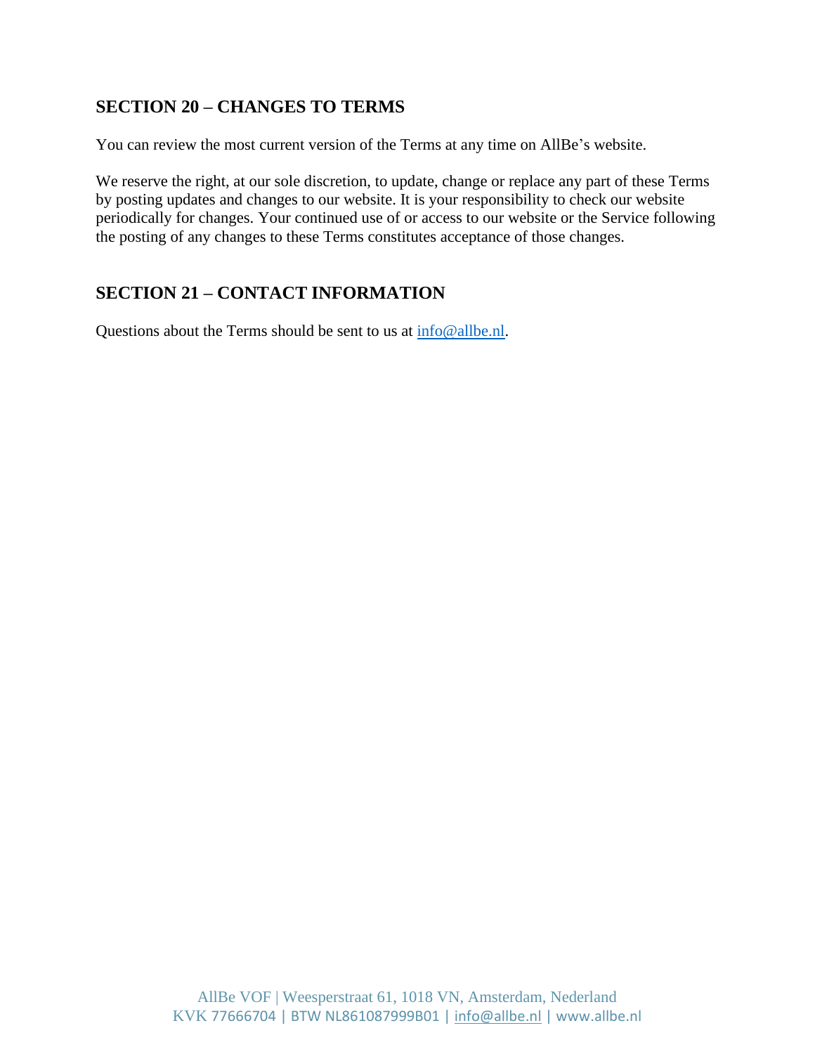## SECTION 20 – CHANGES TO TERMS

You can review the most current version of the Terms at any time on AllBe's website.

We reserve the right, at our sole discretion, to update, change or replace any part of these Terms by posting updates and changes to our website. It is your responsibility to check our website periodically for changes. Your continued use of or access to our website or the Service following the posting of any changes to these Terms constitutes acceptance of those changes.

## SECTION 21 – CONTACT INFORMATION

Questions about the Terms should be sent to us at info@allbe.nl.